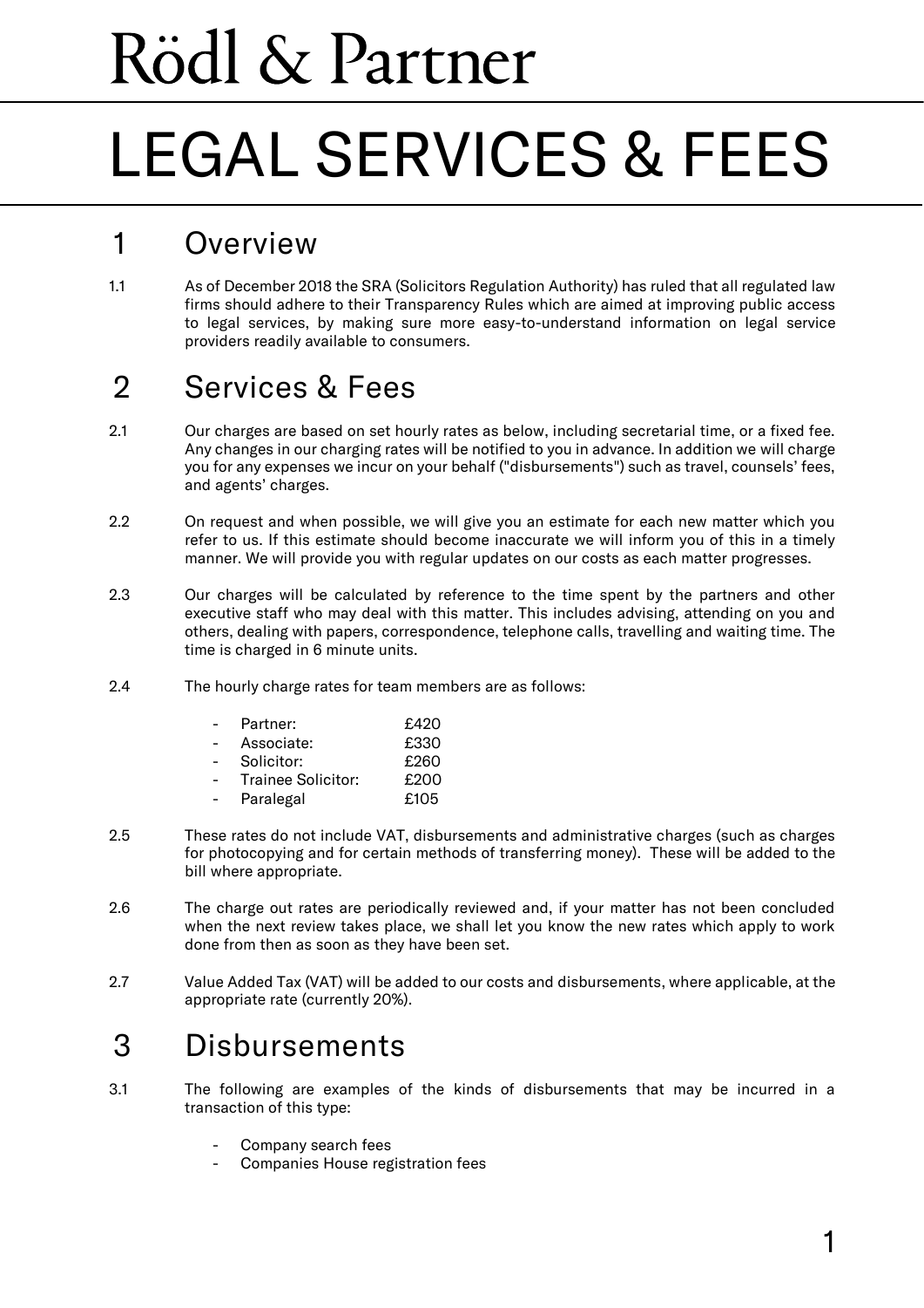Rödl & Partner

# LEGAL SERVICES & FEES

## 1 Overview

1.1 As of December 2018 the SRA (Solicitors Regulation Authority) has ruled that all regulated law firms should adhere to their Transparency Rules which are aimed at improving public access to legal services, by making sure more easy-to-understand information on legal service providers readily available to consumers.

## 2 Services & Fees

2.1 Our charges are based on set hourly rates as below, including secretarial time, or a fixed fee. Any changes in our charging rates will be notified to you in advance. In addition we will charge you for any expenses we incur on your behalf ("disbursements") such as travel, counsels' fees, and agents' charges.

2.2 On request and when possible, we will give you an estimate for each new matter which you refer to us. If this estimate should become inaccurate we will inform you of this in a timely manner. We will provide you with regular updates on our costs as each matter progresses.

2.3 Our charges will be calculated by reference to the time spent by the partners and other executive staff who may deal with this matter. This includes advising, attending on you and others, dealing with papers, correspondence, telephone calls, travelling and waiting time. The time is charged in 6 minute units.

2.4 The hourly charge rates for team members are as follows:

- Partner: £420
- Associate: £330
- Solicitor: £260
- Trainee Solicitor: £200
- Paralegal £105

2.5 These rates do not include VAT, disbursements and administrative charges (such as charges for photocopying and for certain methods of transferring money). These will be added to the bill where appropriate.

2.6 The charge out rates are periodically reviewed and, if your matter has not been concluded when the next review takes place, we shall let you know the new rates which apply to work done from then as soon as they have been set.

2.7 Value Added Tax (VAT) will be added to our costs and disbursements, where applicable, at the appropriate rate (currently 20%).

## 3 Disbursements

3.1 The following are examples of the kinds of disbursements that may be incurred in a transaction of this type:

- Company search fees
- Companies House registration fees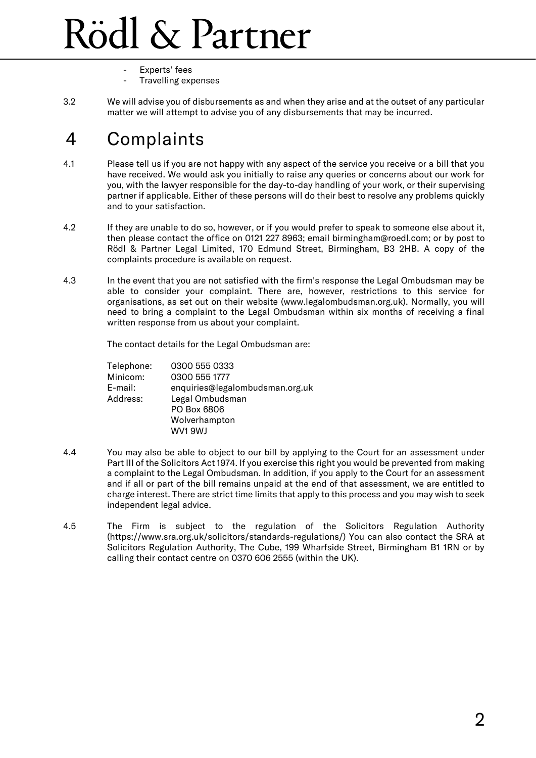- Experts' fees
- Travelling expenses

3.2 We will advise you of disbursements as and when they arise and at the outset of any particular matter we will attempt to advise you of any disbursements that may be incurred.

# 4 Complaints

4.1 Please tell us if you are not happy with any aspect of the service you receive or a bill that you have received. We would ask you initially to raise any queries or concerns about our work for you, with the lawyer responsible for the day-to-day handling of your work, or their supervising partner if applicable. Either of these persons will do their best to resolve any problems quickly and to your satisfaction.

4.2 If they are unable to do so, however, or if you would prefer to speak to someone else about it, then please contact the office on 0121 227 8963; email birmingham@roedl.com; or by post to Rödl & Partner Legal Limited, 170 Edmund Street, Birmingham, B3 2HB. A copy of the complaints procedure is available on request.

4.3 In the event that you are not satisfied with the firm's response the Legal Ombudsman may be able to consider your complaint. There are, however, restrictions to this service for organisations, as set out on their website (www.legalombudsman.org.uk). Normally, you will need to bring a complaint to the Legal Ombudsman within six months of receiving a final written response from us about your complaint.

The contact details for the Legal Ombudsman are:

| | |
|---|---|
| Telephone: | 0300 555 0333 |
| Minicom: | 0300 555 1777 |
| E-mail: | enquiries@legalombudsman.org.uk |
| Address: | Legal Ombudsman<br>PO Box 6806<br>Wolverhampton<br>WV1 9WJ |

4.4 You may also be able to object to our bill by applying to the Court for an assessment under Part III of the Solicitors Act 1974. If you exercise this right you would be prevented from making a complaint to the Legal Ombudsman. In addition, if you apply to the Court for an assessment and if all or part of the bill remains unpaid at the end of that assessment, we are entitled to charge interest. There are strict time limits that apply to this process and you may wish to seek independent legal advice.

4.5 The Firm is subject to the regulation of the Solicitors Regulation Authority (https://www.sra.org.uk/solicitors/standards-regulations/) You can also contact the SRA at Solicitors Regulation Authority, The Cube, 199 Wharfside Street, Birmingham B1 1RN or by calling their contact centre on 0370 606 2555 (within the UK).